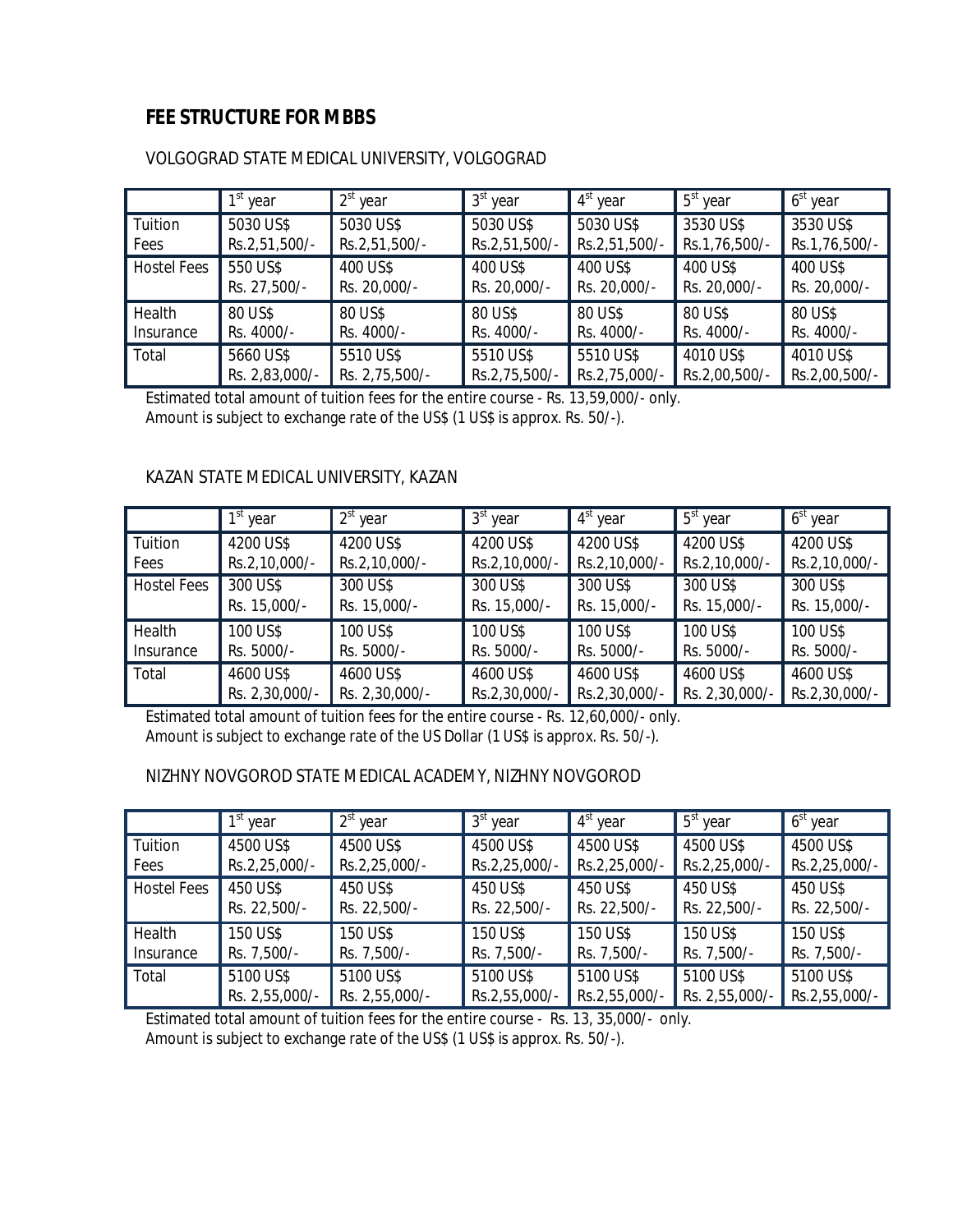## FEE STRUCTURE FOR MBBS

VOLGOGRAD STATE MEDICAL UNIVERSITY, VOLGOGRAD

| | 1st year | 2st year | 3st year | 4st year | 5st year | 6st year |
|---|---|---|---|---|---|---|
| Tuition Fees | 5030 US$ Rs.2,51,500/- | 5030 US$ Rs.2,51,500/- | 5030 US$ Rs.2,51,500/- | 5030 US$ Rs.2,51,500/- | 3530 US$ Rs.1,76,500/- | 3530 US$ Rs.1,76,500/- |
| Hostel Fees | 550 US$ Rs. 27,500/- | 400 US$ Rs. 20,000/- | 400 US$ Rs. 20,000/- | 400 US$ Rs. 20,000/- | 400 US$ Rs. 20,000/- | 400 US$ Rs. 20,000/- |
| Health Insurance | 80 US$ Rs. 4000/- | 80 US$ Rs. 4000/- | 80 US$ Rs. 4000/- | 80 US$ Rs. 4000/- | 80 US$ Rs. 4000/- | 80 US$ Rs. 4000/- |
| Total | 5660 US$ Rs. 2,83,000/- | 5510 US$ Rs. 2,75,500/- | 5510 US$ Rs.2,75,500/- | 5510 US$ Rs.2,75,000/- | 4010 US$ Rs.2,00,500/- | 4010 US$ Rs.2,00,500/- |

Estimated total amount of tuition fees for the entire course - Rs. 13,59,000/- only.
Amount is subject to exchange rate of the US$ (1 US$ is approx. Rs. 50/-).

KAZAN STATE MEDICAL UNIVERSITY, KAZAN

| | 1st year | 2st year | 3st year | 4st year | 5st year | 6st year |
|---|---|---|---|---|---|---|
| Tuition Fees | 4200 US$ Rs.2,10,000/- | 4200 US$ Rs.2,10,000/- | 4200 US$ Rs.2,10,000/- | 4200 US$ Rs.2,10,000/- | 4200 US$ Rs.2,10,000/- | 4200 US$ Rs.2,10,000/- |
| Hostel Fees | 300 US$ Rs. 15,000/- | 300 US$ Rs. 15,000/- | 300 US$ Rs. 15,000/- | 300 US$ Rs. 15,000/- | 300 US$ Rs. 15,000/- | 300 US$ Rs. 15,000/- |
| Health Insurance | 100 US$ Rs. 5000/- | 100 US$ Rs. 5000/- | 100 US$ Rs. 5000/- | 100 US$ Rs. 5000/- | 100 US$ Rs. 5000/- | 100 US$ Rs. 5000/- |
| Total | 4600 US$ Rs. 2,30,000/- | 4600 US$ Rs. 2,30,000/- | 4600 US$ Rs.2,30,000/- | 4600 US$ Rs.2,30,000/- | 4600 US$ Rs. 2,30,000/- | 4600 US$ Rs.2,30,000/- |

Estimated total amount of tuition fees for the entire course - Rs. 12,60,000/- only.
Amount is subject to exchange rate of the US Dollar (1 US$ is approx. Rs. 50/-).

NIZHNY NOVGOROD STATE MEDICAL ACADEMY, NIZHNY NOVGOROD

| | 1st year | 2st year | 3st year | 4st year | 5st year | 6st year |
|---|---|---|---|---|---|---|
| Tuition Fees | 4500 US$ Rs.2,25,000/- | 4500 US$ Rs.2,25,000/- | 4500 US$ Rs.2,25,000/- | 4500 US$ Rs.2,25,000/- | 4500 US$ Rs.2,25,000/- | 4500 US$ Rs.2,25,000/- |
| Hostel Fees | 450 US$ Rs. 22,500/- | 450 US$ Rs. 22,500/- | 450 US$ Rs. 22,500/- | 450 US$ Rs. 22,500/- | 450 US$ Rs. 22,500/- | 450 US$ Rs. 22,500/- |
| Health Insurance | 150 US$ Rs. 7,500/- | 150 US$ Rs. 7,500/- | 150 US$ Rs. 7,500/- | 150 US$ Rs. 7,500/- | 150 US$ Rs. 7,500/- | 150 US$ Rs. 7,500/- |
| Total | 5100 US$ Rs. 2,55,000/- | 5100 US$ Rs. 2,55,000/- | 5100 US$ Rs.2,55,000/- | 5100 US$ Rs.2,55,000/- | 5100 US$ Rs. 2,55,000/- | 5100 US$ Rs.2,55,000/- |

Estimated total amount of tuition fees for the entire course - Rs. 13, 35,000/- only.
Amount is subject to exchange rate of the US$ (1 US$ is approx. Rs. 50/-).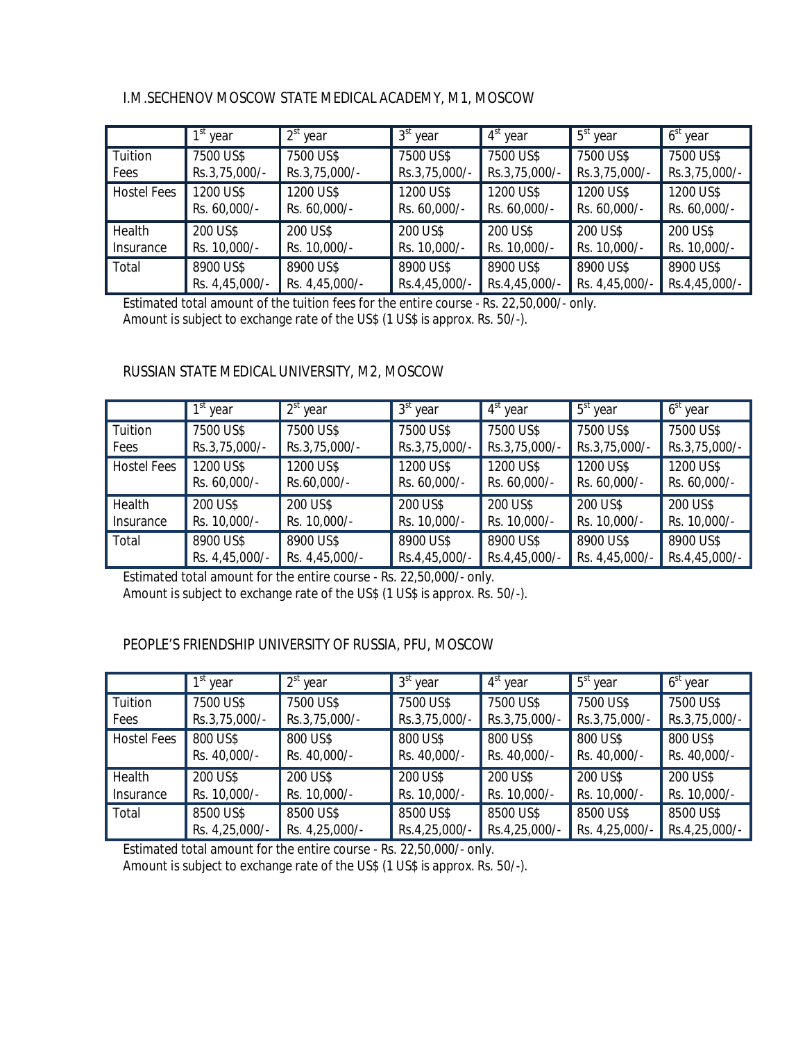I.M.SECHENOV MOSCOW STATE MEDICAL ACADEMY, M1, MOSCOW

| | 1st year | 2st year | 3st year | 4st year | 5st year | 6st year |
|---|---|---|---|---|---|---|
| Tuition Fees | 7500 US$ Rs.3,75,000/- | 7500 US$ Rs.3,75,000/- | 7500 US$ Rs.3,75,000/- | 7500 US$ Rs.3,75,000/- | 7500 US$ Rs.3,75,000/- | 7500 US$ Rs.3,75,000/- |
| Hostel Fees | 1200 US$ Rs. 60,000/- | 1200 US$ Rs. 60,000/- | 1200 US$ Rs. 60,000/- | 1200 US$ Rs. 60,000/- | 1200 US$ Rs. 60,000/- | 1200 US$ Rs. 60,000/- |
| Health Insurance | 200 US$ Rs. 10,000/- | 200 US$ Rs. 10,000/- | 200 US$ Rs. 10,000/- | 200 US$ Rs. 10,000/- | 200 US$ Rs. 10,000/- | 200 US$ Rs. 10,000/- |
| Total | 8900 US$ Rs. 4,45,000/- | 8900 US$ Rs. 4,45,000/- | 8900 US$ Rs.4,45,000/- | 8900 US$ Rs.4,45,000/- | 8900 US$ Rs. 4,45,000/- | 8900 US$ Rs.4,45,000/- |

Estimated total amount of the tuition fees for the entire course - Rs. 22,50,000/- only.
Amount is subject to exchange rate of the US$ (1 US$ is approx. Rs. 50/-).

RUSSIAN STATE MEDICAL UNIVERSITY, M2, MOSCOW

| | 1st year | 2st year | 3st year | 4st year | 5st year | 6st year |
|---|---|---|---|---|---|---|
| Tuition Fees | 7500 US$ Rs.3,75,000/- | 7500 US$ Rs.3,75,000/- | 7500 US$ Rs.3,75,000/- | 7500 US$ Rs.3,75,000/- | 7500 US$ Rs.3,75,000/- | 7500 US$ Rs.3,75,000/- |
| Hostel Fees | 1200 US$ Rs. 60,000/- | 1200 US$ Rs.60,000/- | 1200 US$ Rs. 60,000/- | 1200 US$ Rs. 60,000/- | 1200 US$ Rs. 60,000/- | 1200 US$ Rs. 60,000/- |
| Health Insurance | 200 US$ Rs. 10,000/- | 200 US$ Rs. 10,000/- | 200 US$ Rs. 10,000/- | 200 US$ Rs. 10,000/- | 200 US$ Rs. 10,000/- | 200 US$ Rs. 10,000/- |
| Total | 8900 US$ Rs. 4,45,000/- | 8900 US$ Rs. 4,45,000/- | 8900 US$ Rs.4,45,000/- | 8900 US$ Rs.4,45,000/- | 8900 US$ Rs. 4,45,000/- | 8900 US$ Rs.4,45,000/- |

Estimated total amount for the entire course - Rs. 22,50,000/- only.
Amount is subject to exchange rate of the US$ (1 US$ is approx. Rs. 50/-).

PEOPLE'S FRIENDSHIP UNIVERSITY OF RUSSIA, PFU, MOSCOW

| | 1st year | 2st year | 3st year | 4st year | 5st year | 6st year |
|---|---|---|---|---|---|---|
| Tuition Fees | 7500 US$ Rs.3,75,000/- | 7500 US$ Rs.3,75,000/- | 7500 US$ Rs.3,75,000/- | 7500 US$ Rs.3,75,000/- | 7500 US$ Rs.3,75,000/- | 7500 US$ Rs.3,75,000/- |
| Hostel Fees | 800 US$ Rs. 40,000/- | 800 US$ Rs. 40,000/- | 800 US$ Rs. 40,000/- | 800 US$ Rs. 40,000/- | 800 US$ Rs. 40,000/- | 800 US$ Rs. 40,000/- |
| Health Insurance | 200 US$ Rs. 10,000/- | 200 US$ Rs. 10,000/- | 200 US$ Rs. 10,000/- | 200 US$ Rs. 10,000/- | 200 US$ Rs. 10,000/- | 200 US$ Rs. 10,000/- |
| Total | 8500 US$ Rs. 4,25,000/- | 8500 US$ Rs. 4,25,000/- | 8500 US$ Rs.4,25,000/- | 8500 US$ Rs.4,25,000/- | 8500 US$ Rs. 4,25,000/- | 8500 US$ Rs.4,25,000/- |

Estimated total amount for the entire course - Rs. 22,50,000/- only.
Amount is subject to exchange rate of the US$ (1 US$ is approx. Rs. 50/-).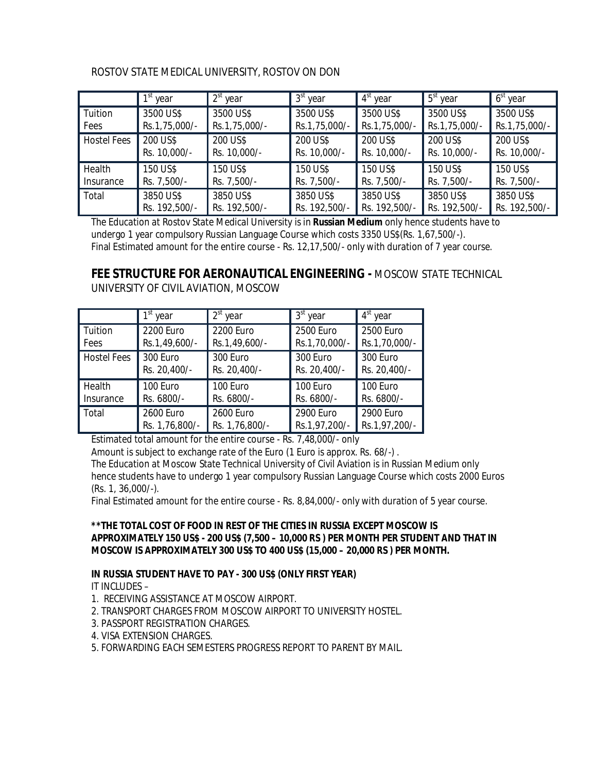ROSTOV STATE MEDICAL UNIVERSITY, ROSTOV ON DON

| | 1st year | 2st year | 3st year | 4st year | 5st year | 6st year |
|---|---|---|---|---|---|---|
| Tuition Fees | 3500 US$ Rs.1,75,000/- | 3500 US$ Rs.1,75,000/- | 3500 US$ Rs.1,75,000/- | 3500 US$ Rs.1,75,000/- | 3500 US$ Rs.1,75,000/- | 3500 US$ Rs.1,75,000/- |
| Hostel Fees | 200 US$ Rs. 10,000/- | 200 US$ Rs. 10,000/- | 200 US$ Rs. 10,000/- | 200 US$ Rs. 10,000/- | 200 US$ Rs. 10,000/- | 200 US$ Rs. 10,000/- |
| Health Insurance | 150 US$ Rs. 7,500/- | 150 US$ Rs. 7,500/- | 150 US$ Rs. 7,500/- | 150 US$ Rs. 7,500/- | 150 US$ Rs. 7,500/- | 150 US$ Rs. 7,500/- |
| Total | 3850 US$ Rs. 192,500/- | 3850 US$ Rs. 192,500/- | 3850 US$ Rs. 192,500/- | 3850 US$ Rs. 192,500/- | 3850 US$ Rs. 192,500/- | 3850 US$ Rs. 192,500/- |

The Education at Rostov State Medical University is in **Russian Medium** only hence students have to undergo 1 year compulsory Russian Language Course which costs 3350 US$(Rs. 1,67,500/-).
Final Estimated amount for the entire course - Rs. 12,17,500/- only with duration of 7 year course.

## **FEE STRUCTURE FOR AERONAUTICAL ENGINEERING -** MOSCOW STATE TECHNICAL UNIVERSITY OF CIVIL AVIATION, MOSCOW

| | 1st year | 2st year | 3st year | 4st year |
|---|---|---|---|---|
| Tuition Fees | 2200 Euro Rs.1,49,600/- | 2200 Euro Rs.1,49,600/- | 2500 Euro Rs.1,70,000/- | 2500 Euro Rs.1,70,000/- |
| Hostel Fees | 300 Euro Rs. 20,400/- | 300 Euro Rs. 20,400/- | 300 Euro Rs. 20,400/- | 300 Euro Rs. 20,400/- |
| Health Insurance | 100 Euro Rs. 6800/- | 100 Euro Rs. 6800/- | 100 Euro Rs. 6800/- | 100 Euro Rs. 6800/- |
| Total | 2600 Euro Rs. 1,76,800/- | 2600 Euro Rs. 1,76,800/- | 2900 Euro Rs.1,97,200/- | 2900 Euro Rs.1,97,200/- |

Estimated total amount for the entire course - Rs. 7,48,000/- only
Amount is subject to exchange rate of the Euro (1 Euro is approx. Rs. 68/-) .
The Education at Moscow State Technical University of Civil Aviation is in Russian Medium only hence students have to undergo 1 year compulsory Russian Language Course which costs 2000 Euros (Rs. 1, 36,000/-).
Final Estimated amount for the entire course - Rs. 8,84,000/- only with duration of 5 year course.

**\*\*THE TOTAL COST OF FOOD IN REST OF THE CITIES IN RUSSIA EXCEPT MOSCOW IS APPROXIMATELY 150 US$ - 200 US$ (7,500 – 10,000 RS ) PER MONTH PER STUDENT AND THAT IN MOSCOW IS APPROXIMATELY 300 US$ TO 400 US$ (15,000 – 20,000 RS ) PER MONTH.**

**IN RUSSIA STUDENT HAVE TO PAY - 300 US$ (ONLY FIRST YEAR)**

IT INCLUDES –

1. RECEIVING ASSISTANCE AT MOSCOW AIRPORT.
2. TRANSPORT CHARGES FROM MOSCOW AIRPORT TO UNIVERSITY HOSTEL.
3. PASSPORT REGISTRATION CHARGES.
4. VISA EXTENSION CHARGES.
5. FORWARDING EACH SEMESTERS PROGRESS REPORT TO PARENT BY MAIL.